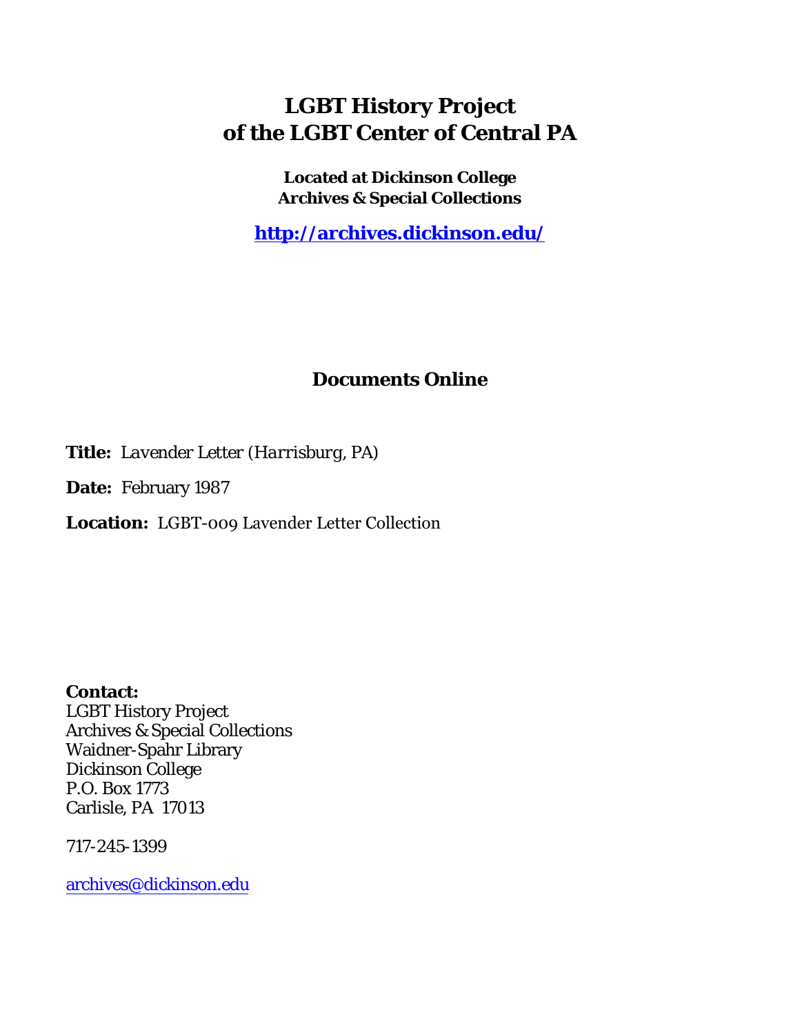# LGBT History Project of the LGBT Center of Central PA

**Located at Dickinson College Archives & Special Collections**

**http://archives.dickinson.edu/**

## Documents Online

**Title:** *Lavender Letter (Harrisburg, PA)*

**Date:** February 1987

**Location:** LGBT-009 Lavender Letter Collection

**Contact:**
LGBT History Project
Archives & Special Collections
Waidner-Spahr Library
Dickinson College
P.O. Box 1773
Carlisle, PA 17013

717-245-1399

archives@dickinson.edu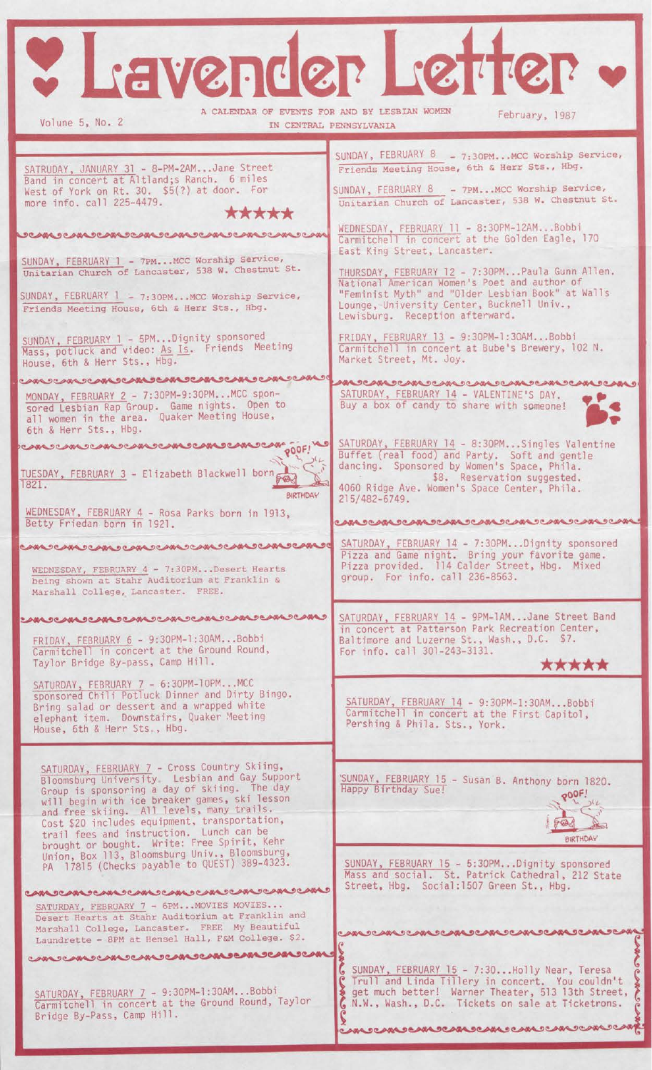# Lavender Letter

Volume 5, No. 2

A CALENDAR OF EVENTS FOR AND BY LESBIAN WOMEN IN CENTRAL PENNSYLVANIA

February, 1987

SATRUDAY, JANUARY 31 - 8-PM-2AM...Jane Street Band in concert at Altland;s Ranch. 6 miles West of York on Rt. 30. $5(?) at door. For more info. call 225-4479.

★★★★★

SUNDAY, FEBRUARY 1 - 7PM...MCC Worship Service, Unitarian Church of Lancaster, 538 W. Chestnut St.

SUNDAY, FEBRUARY 1 - 7:30PM...MCC Worship Service, Friends Meeting House, 6th & Herr Sts., Hbg.

SUNDAY, FEBRUARY 1 - 5PM...Dignity sponsored Mass, potluck and video: As Is. Friends Meeting House, 6th & Herr Sts., Hbg.

MONDAY, FEBRUARY 2 - 7:30PM-9:30PM...MCC sponsored Lesbian Rap Group. Game nights. Open to all women in the area. Quaker Meeting House, 6th & Herr Sts., Hbg.

TUESDAY, FEBRUARY 3 - Elizabeth Blackwell born 1821.

WEDNESDAY, FEBRUARY 4 - Rosa Parks born in 1913, Betty Friedan born in 1921.

WEDNESDAY, FEBRUARY 4 - 7:30PM...Desert Hearts being shown at Stahr Auditorium at Franklin & Marshall College, Lancaster. FREE.

FRIDAY, FEBRUARY 6 - 9:30PM-1:30AM...Bobbi Carmitchell in concert at the Ground Round, Taylor Bridge By-pass, Camp Hill.

SATURDAY, FEBRUARY 7 - 6:30PM-10PM...MCC sponsored Chili Potluck Dinner and Dirty Bingo. Bring salad or dessert and a wrapped white elephant item. Downstairs, Quaker Meeting House, 6th & Herr Sts., Hbg.

SATURDAY, FEBRUARY 7 - Cross Country Skiing, Bloomsburg University. Lesbian and Gay Support Group is sponsoring a day of skiing. The day will begin with ice breaker games, ski lesson and free skiing. All levels, many trails. Cost $20 includes equipment, transportation, trail fees and instruction. Lunch can be brought or bought. Write: Free Spirit, Kehr Union, Box 113, Bloomsburg Univ., Bloomsburg, PA 17815 (Checks payable to QUEST) 389-4323.

SATURDAY, FEBRUARY 7 - 6PM...MOVIES MOVIES... Desert Hearts at Stahr Auditorium at Franklin and Marshall College, Lancaster. FREE My Beautiful Laundrette - 8PM at Hensel Hall, F&M College. $2.

SATURDAY, FEBRUARY 7 - 9:30PM-1:30AM...Bobbi Carmitchell in concert at the Ground Round, Taylor Bridge By-Pass, Camp Hill.

SUNDAY, FEBRUARY 8 - 7:30PM...MCC Worship Service, Friends Meeting House, 6th & Herr Sts., Hbg.

SUNDAY, FEBRUARY 8 - 7PM...MCC Worship Service, Unitarian Church of Lancaster, 538 W. Chestnut St.

WEDNESDAY, FEBRUARY 11 - 8:30PM-12AM...Bobbi Carmitchell in concert at the Golden Eagle, 170 East King Street, Lancaster.

THURSDAY, FEBRUARY 12 - 7:30PM...Paula Gunn Allen. National American Women's Poet and author of "Feminist Myth" and "Older Lesbian Book" at Walls Lounge, University Center, Bucknell Univ., Lewisburg. Reception afterward.

FRIDAY, FEBRUARY 13 - 9:30PM-1:30AM...Bobbi Carmitchell in concert at Bube's Brewery, 102 N. Market Street, Mt. Joy.

SATURDAY, FEBRUARY 14 - VALENTINE'S DAY. Buy a box of candy to share with someone!

SATURDAY, FEBRUARY 14 - 8:30PM...Singles Valentine Buffet (real food) and Party. Soft and gentle dancing. Sponsored by Women's Space, Phila. $8. Reservation suggested. 4060 Ridge Ave. Women's Space Center, Phila. 215/482-6749.

SATURDAY, FEBRUARY 14 - 7:30PM...Dignity sponsored Pizza and Game night. Bring your favorite game. Pizza provided. 114 Calder Street, Hbg. Mixed group. For info. call 236-8563.

SATURDAY, FEBRUARY 14 - 9PM-1AM...Jane Street Band in concert at Patterson Park Recreation Center, Baltimore and Luzerne St., Wash., D.C. $7. For info. call 301-243-3131.

★★★★★

SATURDAY, FEBRUARY 14 - 9:30PM-1:30AM...Bobbi Carmitchell in concert at the First Capitol, Pershing & Phila. Sts., York.

SUNDAY, FEBRUARY 15 - Susan B. Anthony born 1820. Happy Birthday Sue!

SUNDAY, FEBRUARY 15 - 5:30PM...Dignity sponsored Mass and social. St. Patrick Cathedral, 212 State Street, Hbg. Social:1507 Green St., Hbg.

SUNDAY, FEBRUARY 15 - 7:30...Holly Near, Teresa Trull and Linda Tillery in concert. You couldn't get much better! Warner Theater, 513 13th Street, N.W., Wash., D.C. Tickets on sale at Ticketrons.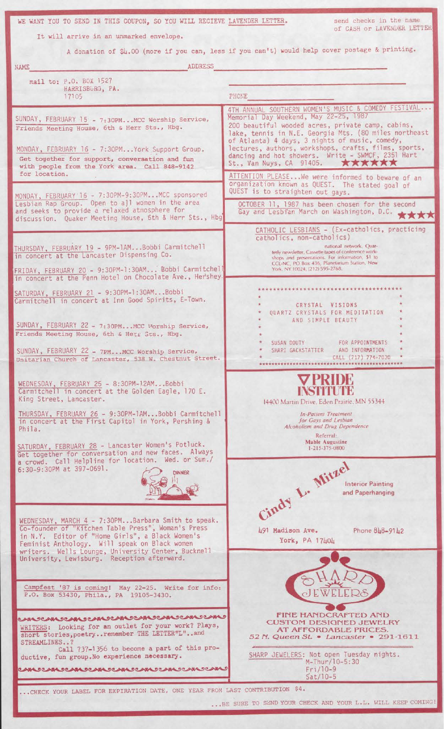WE WANT YOU TO SEND IN THIS COUPON, SO YOU WILL RECIEVE LAVENDER LETTER.

send checks in the name of CASH or LAVENDER LETTER

It will arrive in an unmarked envelope.

A donation of $4.00 (more if you can, less if you can't) would help cover postage & printing.

NAME ________________ ADDRESS ________________

mail to: P.O. BOX 1527
HARRISBURG, PA.
17105

PHONE ________________

SUNDAY, FEBRUARY 15 - 7:30PM...MCC Worship Service, Friends Meeting House, 6th & Herr Sts., Hbg.

MONDAY, FEBRUARY 16 - 7:30PM...York Support Group. Get together for support, conversation and fun with people from the York area. Call 848-9142 for location.

MONDAY, FEBRUARY 16 - 7:30PM-9:30PM...MCC sponsored Lesbian Rap Group. Open to all women in the area and seeks to provide a relaxed atmosphere for discussion. Quaker Meeting House, 6th & Herr Sts., Hbg

THURSDAY, FEBRUARY 19 - 9PM-1AM...Bobbi Carmitchell in concert at the Lancaster Dispensing Co.

FRIDAY, FEBRUARY 20 - 9:30PM-1:30AM... Bobbi Carmitchell in concert at the Penn Hotel on Chocolate Ave., Hershey.

SATURDAY, FEBRUARY 21 - 9:30PM-1:30AM...Bobbi Carmitchell in concert at Inn Good Spirits, E-Town.

SUNDAY, FEBRUARY 22 - 7:30PM...MCC Worship Service, Friends Meeting House, 6th & Herr Sts., Hbg.

SUNDAY, FEBRUARY 22 - 7PM...MCC Worship Service, Unitarian Church of Lancaster, 538 W. Chestnut Street.

WEDNESDAY, FEBRUARY 25 - 8:30PM-12AM...Bobbi Carmitchell in concert at the Golden Eagle, 170 E. King Street, Lancaster.

THURSDAY, FEBRUARY 26 - 9:30PM-1AM...Bobbi Carmitchell in concert at the First Capitol in York, Pershing & Phila.

SATURDAY, FEBRUARY 28 - Lancaster Women's Potluck. Get together for conversation and new faces. Always a crowd. Call Helpline for location. Wed. or Sun./ 6:30-9:30PM at 397-0691.

DINNER

WEDNESDAY, MARCH 4 - 7:30PM...Barbara Smith to speak. Co-founder of "Kitchen Table Press", Woman's Press in N.Y. Editor of "Home Girls", a Black Women's Feminist Anthology. Will speak on Black women writers. Wells Lounge, University Center, Bucknell University, Lewisburg. Reception afterward.

Campfest '87 is coming! May 22-25. Write for info: P.O. Box 53430, Phila., PA 19105-3430.

WRITERS: Looking for an outlet for your work? Plays, short stories,poetry..remember THE LETTER"L"..and STREAMLINES..?
Call 737-1356 to become a part of this productive, fun group.No experience necessary.

4TH ANNUAL SOUTHERN WOMEN'S MUSIC & COMEDY FESTIVAL... Memorial Day Weekend, May 22-25, 1987
200 beautiful wooded acres, private camp, cabins, lake, tennis in N.E. Georgia Mts. (80 miles northeast of Atlanta) 4 days, 3 nights of music, comedy, lectures, authors, workshops, crafts, films, sports, dancing and hot showers. Write - SWMCF, 2351 Hart St., Van Nuys, CA 91405. ★★★★★★

ATTENTION PLEASE...We were informed to beware of an organization known as QUEST. The stated goal of QUEST is to straighten out gays.

OCTOBER 11, 1987 has been chosen for the second Gay and Lesbian March on Washington, D.C. ★★★★

CATHOLIC LESBIANS - (Ex-catholics, practicing catholics, non-catholics)
national network. Quarterly newsletter. Cassette tapes of conference workshops and presentations. For information, $1 to CCL-NC, PO Box 436, Planetarium Station, New York, NY 10024. (212) 595-2768.

CRYSTAL VISIONS
QUARTZ CRYSTALS FOR MEDITATION AND SIMPLE BEAUTY

SUSAN DOUTY
SHARI GACKSTATTER

FOR APPOINTMENTS AND INFORMATION
CALL (717) 774-7030

**PRIDE INSTITUTE**
14400 Martin Drive, Eden Prairie, MN 55344

*In-Patient Treatment for Gays and Lesbian Alcoholism and Drug Dependence*

Referral:
**Mable Augustine**
**1-215-375-0800**

Cindy L. Mitzel
Interior Painting and Paperhanging

491 Madison Ave.
York, PA 17404
Phone 848-9142

SHARP JEWELERS

FINE HANDCRAFTED AND CUSTOM DESIGNED JEWELRY AT AFFORDABLE PRICES.
*52 N. Queen St. • Lancaster • 291-1611*

SHARP JEWELERS: Not open Tuesday nights.
M-Thur/10-5:30
Fri/10-9
Sat/10-5

...CHECK YOUR LABEL FOR EXPIRATION DATE, ONE YEAR FROM LAST CONTRIBUTION $4.

...BE SURE TO SEND YOUR CHECK AND YOUR L.L. WILL KEEP COMING!